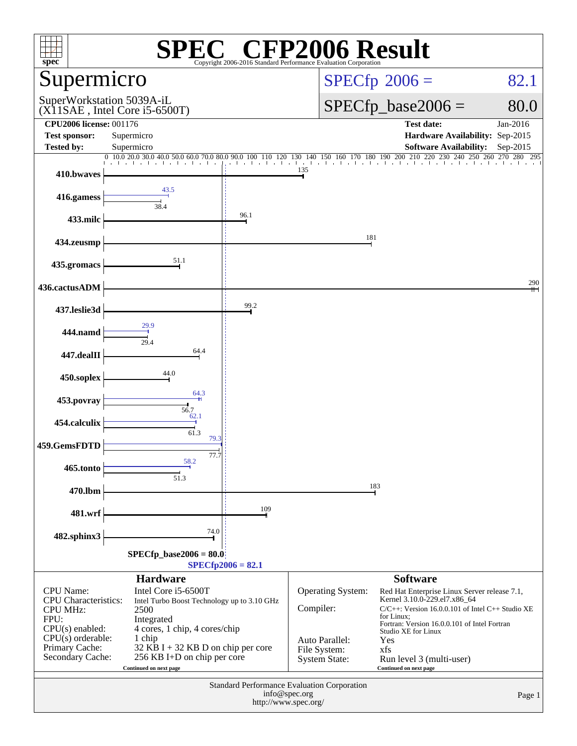# SPEC CFP2006 Result

Copyright 2006-2016 Standard Performance Evaluation Corporation

## Supermicro

SuperWorkstation 5039A-iL
(X11SAE , Intel Core i5-6500T)

**SPECfp 2006 = 82.1**

**SPECfp_base2006 = 80.0**

| | | | |
|---|---|---|---|
| **CPU2006 license:** | 001176 | **Test date:** | Jan-2016 |
| **Test sponsor:** | Supermicro | **Hardware Availability:** | Sep-2015 |
| **Tested by:** | Supermicro | **Software Availability:** | Sep-2015 |

| Benchmark | Base | Peak |
|---|---|---|
| 410.bwaves | 135 | |
| 416.gamess | 38.4 | 43.5 |
| 433.milc | 96.1 | |
| 434.zeusmp | 181 | |
| 435.gromacs | 51.1 | |
| 436.cactusADM | 290 | |
| 437.leslie3d | 99.2 | |
| 444.namd | 29.4 | 29.9 |
| 447.dealII | 64.4 | |
| 450.soplex | 44.0 | |
| 453.povray | 56.7 | 64.3 |
| 454.calculix | 61.3 | 62.1 |
| 459.GemsFDTD | 77.7 | 79.3 |
| 465.tonto | 51.3 | 58.2 |
| 470.lbm | 183 | |
| 481.wrf | 109 | |
| 482.sphinx3 | 74.0 | |

SPECfp_base2006 = 80.0
SPECfp2006 = 82.1

### Hardware

| | |
|---|---|
| CPU Name: | Intel Core i5-6500T |
| CPU Characteristics: | Intel Turbo Boost Technology up to 3.10 GHz |
| CPU MHz: | 2500 |
| FPU: | Integrated |
| CPU(s) enabled: | 4 cores, 1 chip, 4 cores/chip |
| CPU(s) orderable: | 1 chip |
| Primary Cache: | 32 KB I + 32 KB D on chip per core |
| Secondary Cache: | 256 KB I+D on chip per core |

Continued on next page

### Software

| | |
|---|---|
| Operating System: | Red Hat Enterprise Linux Server release 7.1, Kernel 3.10.0-229.el7.x86_64 |
| Compiler: | C/C++: Version 16.0.0.101 of Intel C++ Studio XE for Linux; Fortran: Version 16.0.0.101 of Intel Fortran Studio XE for Linux |
| Auto Parallel: | Yes |
| File System: | xfs |
| System State: | Run level 3 (multi-user) |

Continued on next page

Standard Performance Evaluation Corporation
info@spec.org
http://www.spec.org/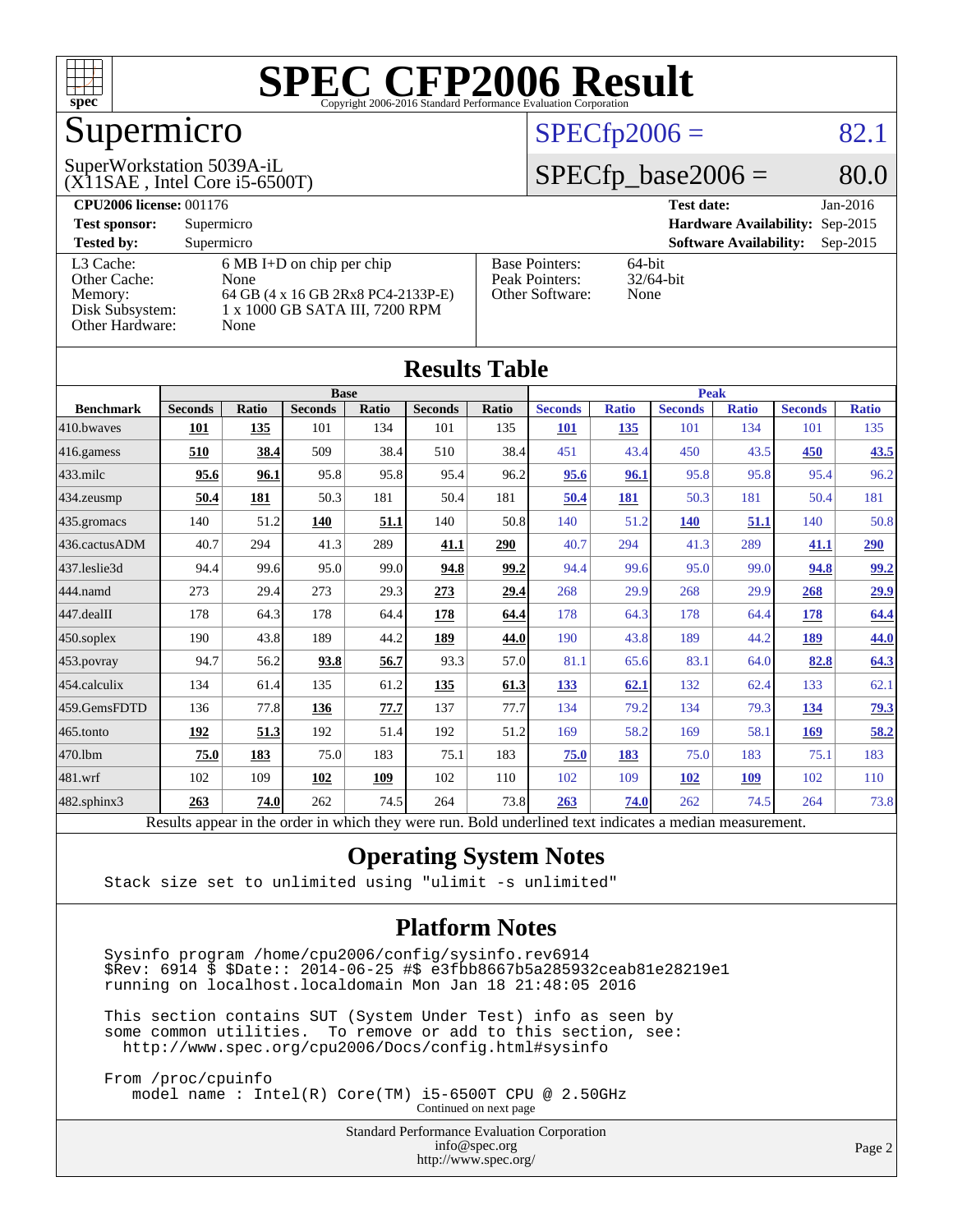# SPEC CFP2006 Result

Copyright 2006-2016 Standard Performance Evaluation Corporation

## Supermicro

SuperWorkstation 5039A-iL
(X11SAE , Intel Core i5-6500T)

SPECfp2006 = 82.1

SPECfp_base2006 = 80.0

| | | | |
|---|---|---|---|
| **CPU2006 license:** 001176 | | **Test date:** | Jan-2016 |
| **Test sponsor:** | Supermicro | **Hardware Availability:** | Sep-2015 |
| **Tested by:** | Supermicro | **Software Availability:** | Sep-2015 |

| | | | |
|---|---|---|---|
| L3 Cache: | 6 MB I+D on chip per chip | Base Pointers: | 64-bit |
| Other Cache: | None | Peak Pointers: | 32/64-bit |
| Memory: | 64 GB (4 x 16 GB 2Rx8 PC4-2133P-E) | Other Software: | None |
| Disk Subsystem: | 1 x 1000 GB SATA III, 7200 RPM | | |
| Other Hardware: | None | | |

## Results Table

| | Base | | | | | | Peak | | | | | |
|---|---|---|---|---|---|---|---|---|---|---|---|---|
| **Benchmark** | **Seconds** | **Ratio** | **Seconds** | **Ratio** | **Seconds** | **Ratio** | **Seconds** | **Ratio** | **Seconds** | **Ratio** | **Seconds** | **Ratio** |
| 410.bwaves | **101** | **135** | 101 | 134 | 101 | 135 | **101** | **135** | 101 | 134 | 101 | 135 |
| 416.gamess | **510** | **38.4** | 509 | 38.4 | 510 | 38.4 | 451 | 43.4 | 450 | 43.5 | **450** | **43.5** |
| 433.milc | **95.6** | **96.1** | 95.8 | 95.8 | 95.4 | 96.2 | **95.6** | **96.1** | 95.8 | 95.8 | 95.4 | 96.2 |
| 434.zeusmp | **50.4** | **181** | 50.3 | 181 | 50.4 | 181 | **50.4** | **181** | 50.3 | 181 | 50.4 | 181 |
| 435.gromacs | 140 | 51.2 | **140** | **51.1** | 140 | 50.8 | 140 | 51.2 | **140** | **51.1** | 140 | 50.8 |
| 436.cactusADM | 40.7 | 294 | 41.3 | 289 | **41.1** | **290** | 40.7 | 294 | 41.3 | 289 | **41.1** | **290** |
| 437.leslie3d | 94.4 | 99.6 | 95.0 | 99.0 | **94.8** | **99.2** | 94.4 | 99.6 | 95.0 | 99.0 | **94.8** | **99.2** |
| 444.namd | 273 | 29.4 | 273 | 29.3 | **273** | **29.4** | 268 | 29.9 | 268 | 29.9 | **268** | **29.9** |
| 447.dealII | 178 | 64.3 | 178 | 64.4 | **178** | **64.4** | 178 | 64.3 | 178 | 64.4 | **178** | **64.4** |
| 450.soplex | 190 | 43.8 | 189 | 44.2 | **189** | **44.0** | 190 | 43.8 | 189 | 44.2 | **189** | **44.0** |
| 453.povray | 94.7 | 56.2 | **93.8** | **56.7** | 93.3 | 57.0 | 81.1 | 65.6 | 83.1 | 64.0 | **82.8** | **64.3** |
| 454.calculix | 134 | 61.4 | 135 | 61.2 | **135** | **61.3** | **133** | **62.1** | 132 | 62.4 | 133 | 62.1 |
| 459.GemsFDTD | 136 | 77.8 | **136** | **77.7** | 137 | 77.7 | 134 | 79.2 | 134 | 79.3 | **134** | **79.3** |
| 465.tonto | **192** | **51.3** | 192 | 51.4 | 192 | 51.2 | 169 | 58.2 | 169 | 58.1 | **169** | **58.2** |
| 470.lbm | **75.0** | **183** | 75.0 | 183 | 75.1 | 183 | **75.0** | **183** | 75.0 | 183 | 75.1 | 183 |
| 481.wrf | 102 | 109 | **102** | **109** | 102 | 110 | 102 | 109 | **102** | **109** | 102 | 110 |
| 482.sphinx3 | **263** | **74.0** | 262 | 74.5 | 264 | 73.8 | **263** | **74.0** | 262 | 74.5 | 264 | 73.8 |

Results appear in the order in which they were run. Bold underlined text indicates a median measurement.

## Operating System Notes

```
Stack size set to unlimited using "ulimit -s unlimited"
```

## Platform Notes

```
Sysinfo program /home/cpu2006/config/sysinfo.rev6914
$Rev: 6914 $ $Date:: 2014-06-25 #$ e3fbb8667b5a285932ceab81e28219e1
running on localhost.localdomain Mon Jan 18 21:48:05 2016

This section contains SUT (System Under Test) info as seen by
some common utilities.  To remove or add to this section, see:
  http://www.spec.org/cpu2006/Docs/config.html#sysinfo

From /proc/cpuinfo
   model name : Intel(R) Core(TM) i5-6500T CPU @ 2.50GHz
```

Continued on next page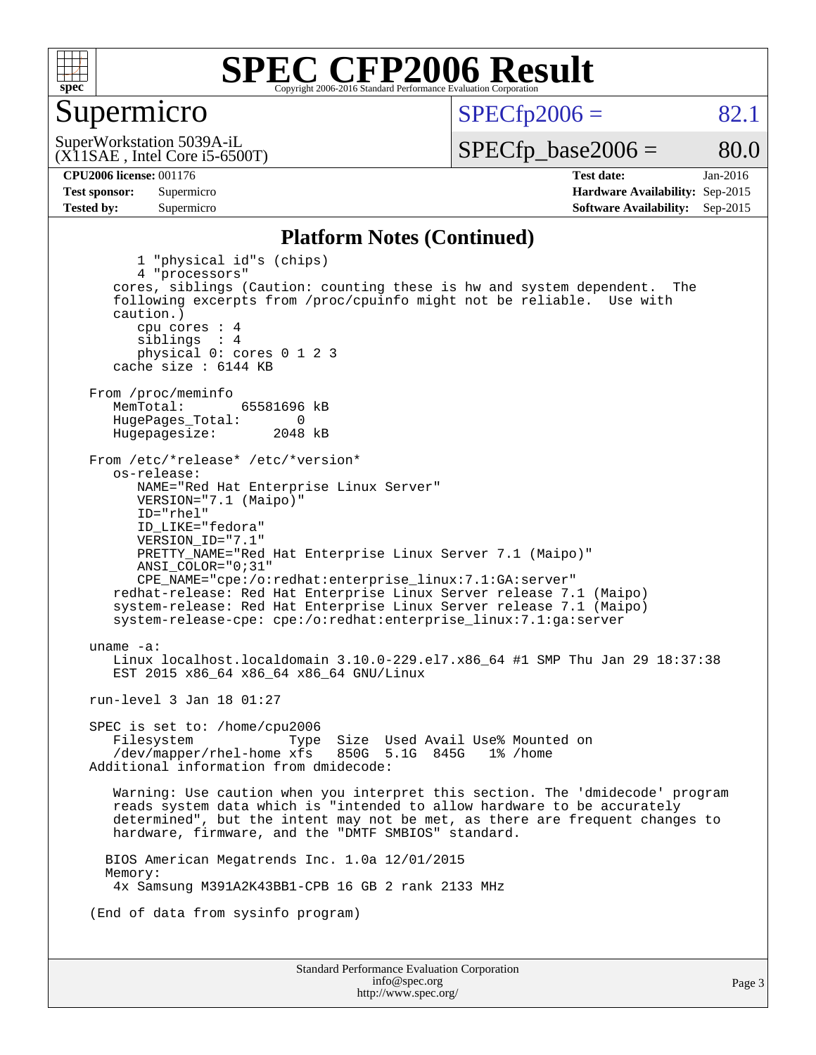# SPEC CFP2006 Result

Copyright 2006-2016 Standard Performance Evaluation Corporation

## Supermicro

SuperWorkstation 5039A-iL
(X11SAE , Intel Core i5-6500T)

SPECfp2006 = 82.1

SPECfp_base2006 = 80.0

**CPU2006 license:** 001176
**Test sponsor:** Supermicro
**Tested by:** Supermicro

**Test date:** Jan-2016
**Hardware Availability:** Sep-2015
**Software Availability:** Sep-2015

### Platform Notes (Continued)

```
        1 "physical id"s (chips)
        4 "processors"
     cores, siblings (Caution: counting these is hw and system dependent.  The
     following excerpts from /proc/cpuinfo might not be reliable.  Use with
     caution.)
        cpu cores : 4
        siblings  : 4
        physical 0: cores 0 1 2 3
     cache size : 6144 KB

  From /proc/meminfo
     MemTotal:       65581696 kB
     HugePages_Total:       0
     Hugepagesize:       2048 kB

  From /etc/*release* /etc/*version*
     os-release:
        NAME="Red Hat Enterprise Linux Server"
        VERSION="7.1 (Maipo)"
        ID="rhel"
        ID_LIKE="fedora"
        VERSION_ID="7.1"
        PRETTY_NAME="Red Hat Enterprise Linux Server 7.1 (Maipo)"
        ANSI_COLOR="0;31"
        CPE_NAME="cpe:/o:redhat:enterprise_linux:7.1:GA:server"
     redhat-release: Red Hat Enterprise Linux Server release 7.1 (Maipo)
     system-release: Red Hat Enterprise Linux Server release 7.1 (Maipo)
     system-release-cpe: cpe:/o:redhat:enterprise_linux:7.1:ga:server

  uname -a:
     Linux localhost.localdomain 3.10.0-229.el7.x86_64 #1 SMP Thu Jan 29 18:37:38
     EST 2015 x86_64 x86_64 x86_64 GNU/Linux

  run-level 3 Jan 18 01:27

  SPEC is set to: /home/cpu2006
     Filesystem             Type  Size  Used Avail Use% Mounted on
     /dev/mapper/rhel-home xfs   850G  5.1G  845G   1% /home
  Additional information from dmidecode:

     Warning: Use caution when you interpret this section. The 'dmidecode' program
     reads system data which is "intended to allow hardware to be accurately
     determined", but the intent may not be met, as there are frequent changes to
     hardware, firmware, and the "DMTF SMBIOS" standard.

    BIOS American Megatrends Inc. 1.0a 12/01/2015
    Memory:
     4x Samsung M391A2K43BB1-CPB 16 GB 2 rank 2133 MHz

  (End of data from sysinfo program)
```

Standard Performance Evaluation Corporation
info@spec.org
http://www.spec.org/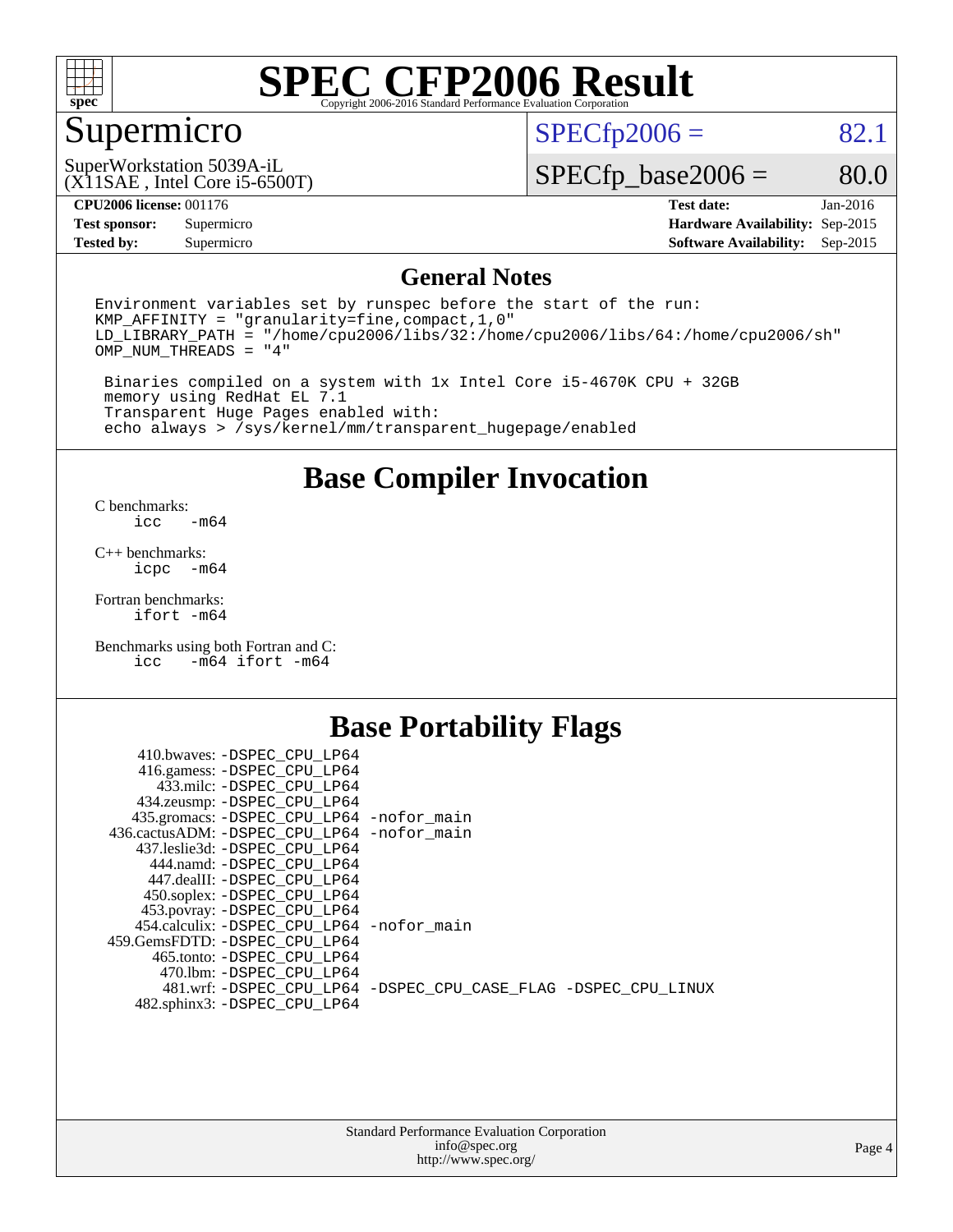# SPEC CFP2006 Result

Copyright 2006-2016 Standard Performance Evaluation Corporation

## Supermicro

SuperWorkstation 5039A-iL
(X11SAE , Intel Core i5-6500T)

SPECfp2006 = 82.1

SPECfp_base2006 = 80.0

| | | | |
|---|---|---|---|
| **CPU2006 license:** 001176 | | **Test date:** | Jan-2016 |
| **Test sponsor:** | Supermicro | **Hardware Availability:** | Sep-2015 |
| **Tested by:** | Supermicro | **Software Availability:** | Sep-2015 |

## General Notes

```
Environment variables set by runspec before the start of the run:
KMP_AFFINITY = "granularity=fine,compact,1,0"
LD_LIBRARY_PATH = "/home/cpu2006/libs/32:/home/cpu2006/libs/64:/home/cpu2006/sh"
OMP_NUM_THREADS = "4"

 Binaries compiled on a system with 1x Intel Core i5-4670K CPU + 32GB
 memory using RedHat EL 7.1
 Transparent Huge Pages enabled with:
 echo always > /sys/kernel/mm/transparent_hugepage/enabled
```

## Base Compiler Invocation

C benchmarks:
```
icc   -m64
```

C++ benchmarks:
```
icpc  -m64
```

Fortran benchmarks:
```
ifort -m64
```

Benchmarks using both Fortran and C:
```
icc   -m64 ifort -m64
```

## Base Portability Flags

```
    410.bwaves: -DSPEC_CPU_LP64
   416.gamess: -DSPEC_CPU_LP64
     433.milc: -DSPEC_CPU_LP64
   434.zeusmp: -DSPEC_CPU_LP64
  435.gromacs: -DSPEC_CPU_LP64 -nofor_main
436.cactusADM: -DSPEC_CPU_LP64 -nofor_main
  437.leslie3d: -DSPEC_CPU_LP64
     444.namd: -DSPEC_CPU_LP64
    447.dealII: -DSPEC_CPU_LP64
    450.soplex: -DSPEC_CPU_LP64
    453.povray: -DSPEC_CPU_LP64
  454.calculix: -DSPEC_CPU_LP64 -nofor_main
 459.GemsFDTD: -DSPEC_CPU_LP64
     465.tonto: -DSPEC_CPU_LP64
      470.lbm: -DSPEC_CPU_LP64
      481.wrf: -DSPEC_CPU_LP64 -DSPEC_CPU_CASE_FLAG -DSPEC_CPU_LINUX
   482.sphinx3: -DSPEC_CPU_LP64
```

Standard Performance Evaluation Corporation
info@spec.org
http://www.spec.org/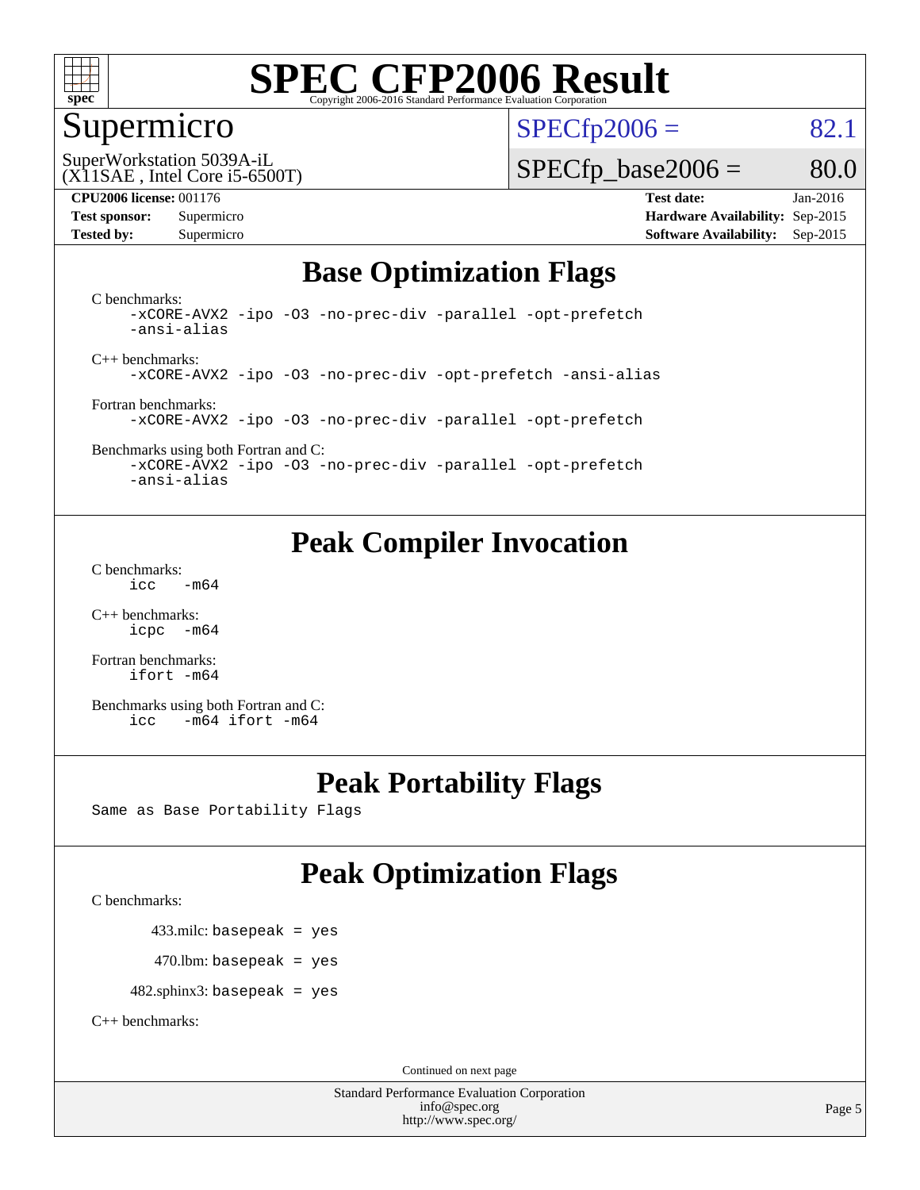# SPEC CFP2006 Result

Copyright 2006-2016 Standard Performance Evaluation Corporation

## Supermicro

SuperWorkstation 5039A-iL
(X11SAE , Intel Core i5-6500T)

SPECfp2006 = 82.1

SPECfp_base2006 = 80.0

**CPU2006 license:** 001176
**Test sponsor:** Supermicro
**Tested by:** Supermicro

**Test date:** Jan-2016
**Hardware Availability:** Sep-2015
**Software Availability:** Sep-2015

## Base Optimization Flags

C benchmarks:
```
-xCORE-AVX2 -ipo -O3 -no-prec-div -parallel -opt-prefetch
-ansi-alias
```

C++ benchmarks:
```
-xCORE-AVX2 -ipo -O3 -no-prec-div -opt-prefetch -ansi-alias
```

Fortran benchmarks:
```
-xCORE-AVX2 -ipo -O3 -no-prec-div -parallel -opt-prefetch
```

Benchmarks using both Fortran and C:
```
-xCORE-AVX2 -ipo -O3 -no-prec-div -parallel -opt-prefetch
-ansi-alias
```

## Peak Compiler Invocation

C benchmarks:
```
icc   -m64
```

C++ benchmarks:
```
icpc  -m64
```

Fortran benchmarks:
```
ifort -m64
```

Benchmarks using both Fortran and C:
```
icc   -m64 ifort -m64
```

## Peak Portability Flags

Same as Base Portability Flags

## Peak Optimization Flags

C benchmarks:

433.milc: basepeak = yes

470.lbm: basepeak = yes

482.sphinx3: basepeak = yes

C++ benchmarks:

Continued on next page

Standard Performance Evaluation Corporation
info@spec.org
http://www.spec.org/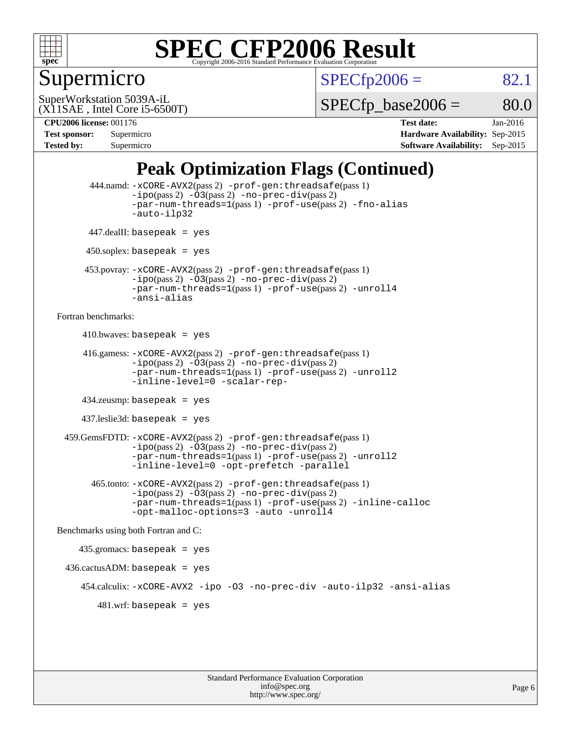# SPEC CFP2006 Result

Copyright 2006-2016 Standard Performance Evaluation Corporation

## Supermicro

SuperWorkstation 5039A-iL
(X11SAE , Intel Core i5-6500T)

SPECfp2006 = 82.1

SPECfp_base2006 = 80.0

| | | | |
|---|---|---|---|
| **CPU2006 license:** | 001176 | **Test date:** | Jan-2016 |
| **Test sponsor:** | Supermicro | **Hardware Availability:** | Sep-2015 |
| **Tested by:** | Supermicro | **Software Availability:** | Sep-2015 |

## Peak Optimization Flags (Continued)

444.namd: -xCORE-AVX2(pass 2) -prof-gen:threadsafe(pass 1) -ipo(pass 2) -O3(pass 2) -no-prec-div(pass 2) -par-num-threads=1(pass 1) -prof-use(pass 2) -fno-alias -auto-ilp32

447.dealII: basepeak = yes

450.soplex: basepeak = yes

453.povray: -xCORE-AVX2(pass 2) -prof-gen:threadsafe(pass 1) -ipo(pass 2) -O3(pass 2) -no-prec-div(pass 2) -par-num-threads=1(pass 1) -prof-use(pass 2) -unroll4 -ansi-alias

Fortran benchmarks:

410.bwaves: basepeak = yes

416.gamess: -xCORE-AVX2(pass 2) -prof-gen:threadsafe(pass 1) -ipo(pass 2) -O3(pass 2) -no-prec-div(pass 2) -par-num-threads=1(pass 1) -prof-use(pass 2) -unroll2 -inline-level=0 -scalar-rep-

434.zeusmp: basepeak = yes

437.leslie3d: basepeak = yes

459.GemsFDTD: -xCORE-AVX2(pass 2) -prof-gen:threadsafe(pass 1) -ipo(pass 2) -O3(pass 2) -no-prec-div(pass 2) -par-num-threads=1(pass 1) -prof-use(pass 2) -unroll2 -inline-level=0 -opt-prefetch -parallel

465.tonto: -xCORE-AVX2(pass 2) -prof-gen:threadsafe(pass 1) -ipo(pass 2) -O3(pass 2) -no-prec-div(pass 2) -par-num-threads=1(pass 1) -prof-use(pass 2) -inline-calloc -opt-malloc-options=3 -auto -unroll4

Benchmarks using both Fortran and C:

435.gromacs: basepeak = yes

436.cactusADM: basepeak = yes

454.calculix: -xCORE-AVX2 -ipo -O3 -no-prec-div -auto-ilp32 -ansi-alias

481.wrf: basepeak = yes

Standard Performance Evaluation Corporation
info@spec.org
http://www.spec.org/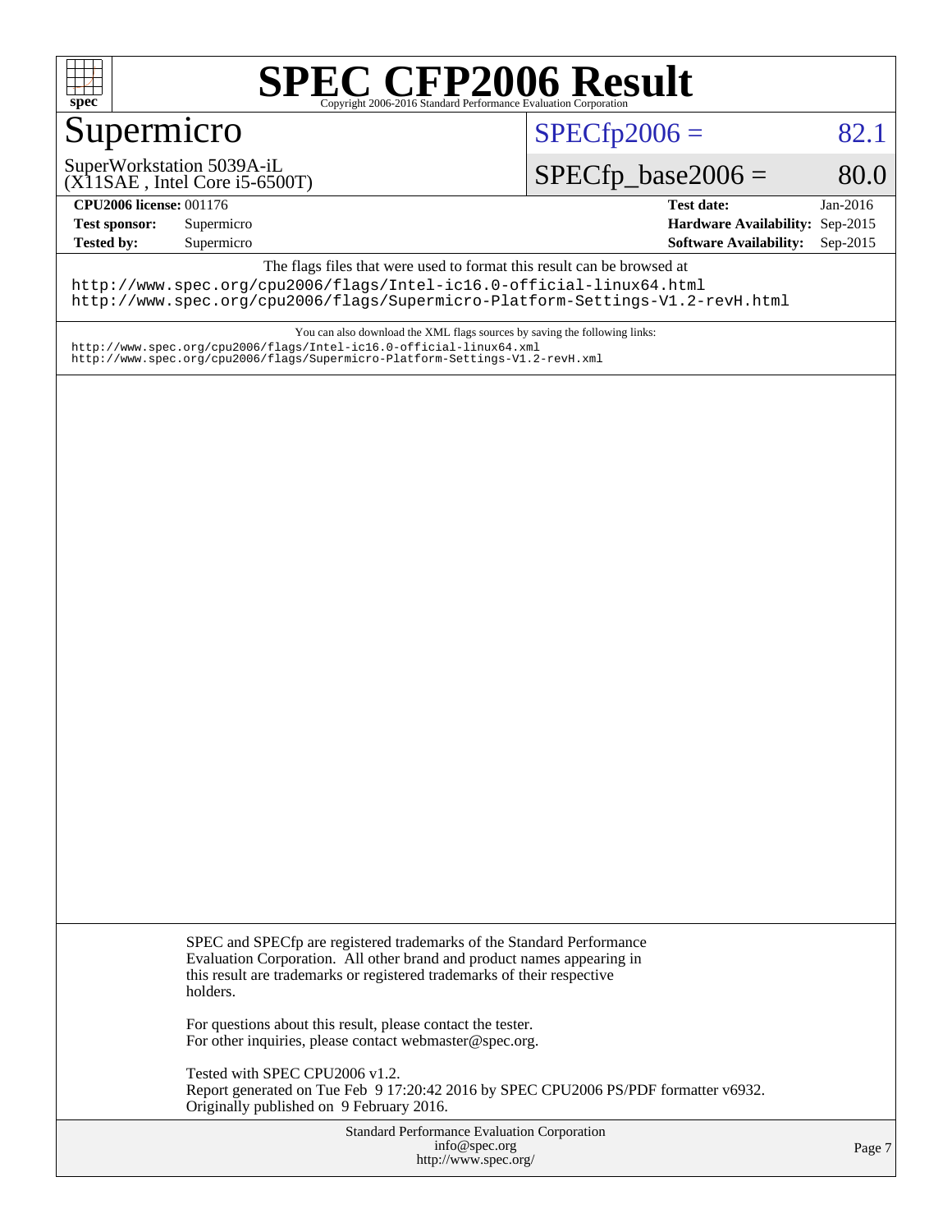# SPEC CFP2006 Result

Copyright 2006-2016 Standard Performance Evaluation Corporation

## Supermicro

SuperWorkstation 5039A-iL
(X11SAE , Intel Core i5-6500T)

$SPECfp2006 =$ 82.1

$SPECfp\_base2006 =$ 80.0

| | | | |
|---|---|---|---|
| **CPU2006 license:** 001176 | | **Test date:** | Jan-2016 |
| **Test sponsor:** | Supermicro | **Hardware Availability:** | Sep-2015 |
| **Tested by:** | Supermicro | **Software Availability:** | Sep-2015 |

The flags files that were used to format this result can be browsed at

http://www.spec.org/cpu2006/flags/Intel-ic16.0-official-linux64.html
http://www.spec.org/cpu2006/flags/Supermicro-Platform-Settings-V1.2-revH.html

You can also download the XML flags sources by saving the following links:

http://www.spec.org/cpu2006/flags/Intel-ic16.0-official-linux64.xml
http://www.spec.org/cpu2006/flags/Supermicro-Platform-Settings-V1.2-revH.xml

SPEC and SPECfp are registered trademarks of the Standard Performance Evaluation Corporation. All other brand and product names appearing in this result are trademarks or registered trademarks of their respective holders.

For questions about this result, please contact the tester.
For other inquiries, please contact webmaster@spec.org.

Tested with SPEC CPU2006 v1.2.
Report generated on Tue Feb 9 17:20:42 2016 by SPEC CPU2006 PS/PDF formatter v6932.
Originally published on 9 February 2016.

Standard Performance Evaluation Corporation
info@spec.org
http://www.spec.org/